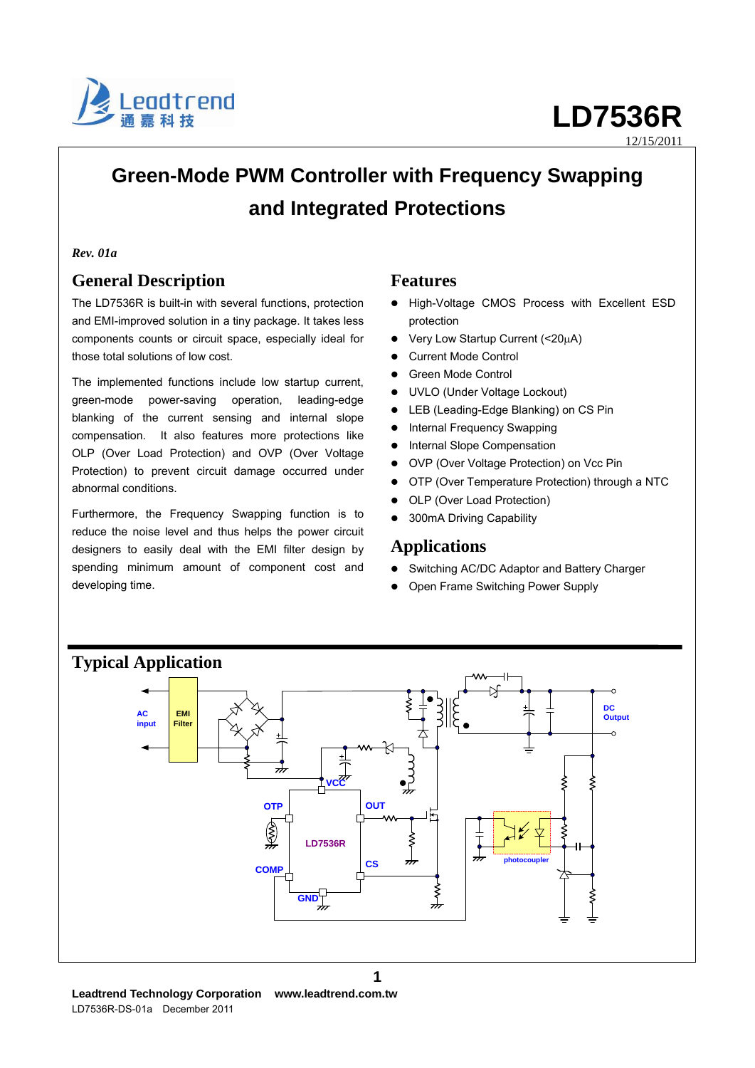# LD7536R

12/15/2011

# Green-Mode PWM Controller with Frequency Swapping and Integrated Protections

*Rev. 01a*

## General Description

The LD7536R is built-in with several functions, protection and EMI-improved solution in a tiny package. It takes less components counts or circuit space, especially ideal for those total solutions of low cost.

The implemented functions include low startup current, green-mode power-saving operation, leading-edge blanking of the current sensing and internal slope compensation. It also features more protections like OLP (Over Load Protection) and OVP (Over Voltage Protection) to prevent circuit damage occurred under abnormal conditions.

Furthermore, the Frequency Swapping function is to reduce the noise level and thus helps the power circuit designers to easily deal with the EMI filter design by spending minimum amount of component cost and developing time.

## Features

- High-Voltage CMOS Process with Excellent ESD protection
- Very Low Startup Current (<20μA)
- Current Mode Control
- Green Mode Control
- UVLO (Under Voltage Lockout)
- LEB (Leading-Edge Blanking) on CS Pin
- Internal Frequency Swapping
- Internal Slope Compensation
- OVP (Over Voltage Protection) on Vcc Pin
- OTP (Over Temperature Protection) through a NTC
- OLP (Over Load Protection)
- 300mA Driving Capability

## Applications

- Switching AC/DC Adaptor and Battery Charger
- Open Frame Switching Power Supply

## Typical Application

Leadtrend Technology Corporation www.leadtrend.com.tw
LD7536R-DS-01a December 2011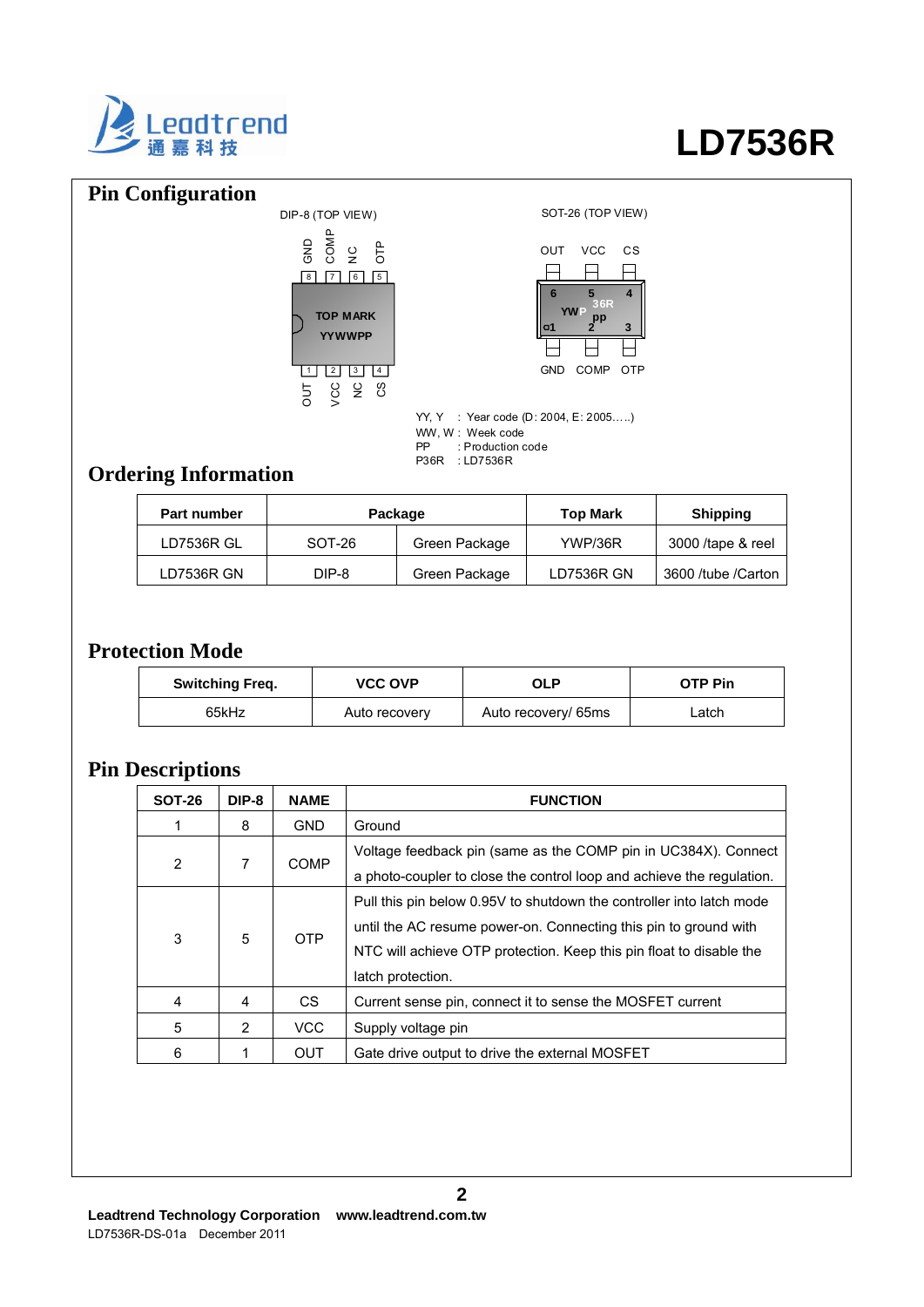## Pin Configuration

DIP-8 (TOP VIEW)

GND COMP NC OTP

8 7 6 5

TOP MARK
YYWWPP

1 2 3 4

OUT VCC NC CS

SOT-26 (TOP VIEW)

OUT VCC CS

6 5 4

YWP 36R pp

1 2 3

GND COMP OTP

YY, Y : Year code (D: 2004, E: 2005…..)
WW, W : Week code
PP : Production code
P36R : LD7536R

## Ordering Information

| Part number | Package | | Top Mark | Shipping |
|---|---|---|---|---|
| LD7536R GL | SOT-26 | Green Package | YWP/36R | 3000 /tape & reel |
| LD7536R GN | DIP-8 | Green Package | LD7536R GN | 3600 /tube /Carton |

## Protection Mode

| Switching Freq. | VCC OVP | OLP | OTP Pin |
|---|---|---|---|
| 65kHz | Auto recovery | Auto recovery/ 65ms | Latch |

## Pin Descriptions

| SOT-26 | DIP-8 | NAME | FUNCTION |
|---|---|---|---|
| 1 | 8 | GND | Ground |
| 2 | 7 | COMP | Voltage feedback pin (same as the COMP pin in UC384X). Connect a photo-coupler to close the control loop and achieve the regulation. |
| 3 | 5 | OTP | Pull this pin below 0.95V to shutdown the controller into latch mode until the AC resume power-on. Connecting this pin to ground with NTC will achieve OTP protection. Keep this pin float to disable the latch protection. |
| 4 | 4 | CS | Current sense pin, connect it to sense the MOSFET current |
| 5 | 2 | VCC | Supply voltage pin |
| 6 | 1 | OUT | Gate drive output to drive the external MOSFET |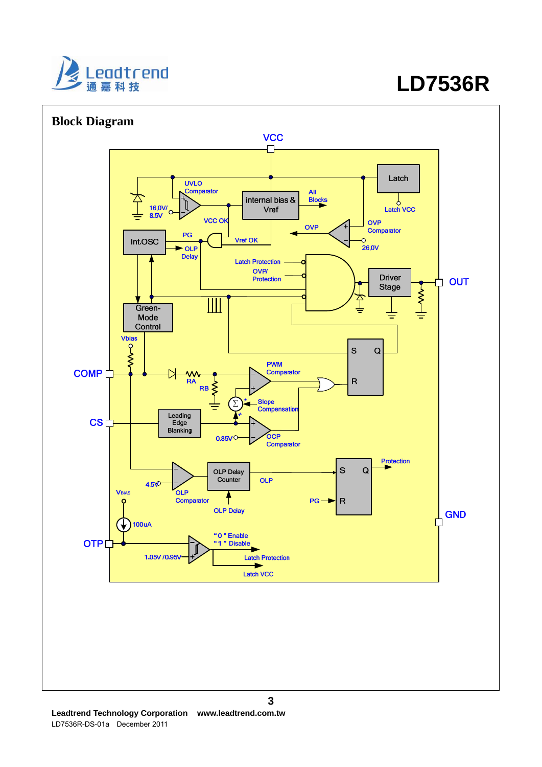## Block Diagram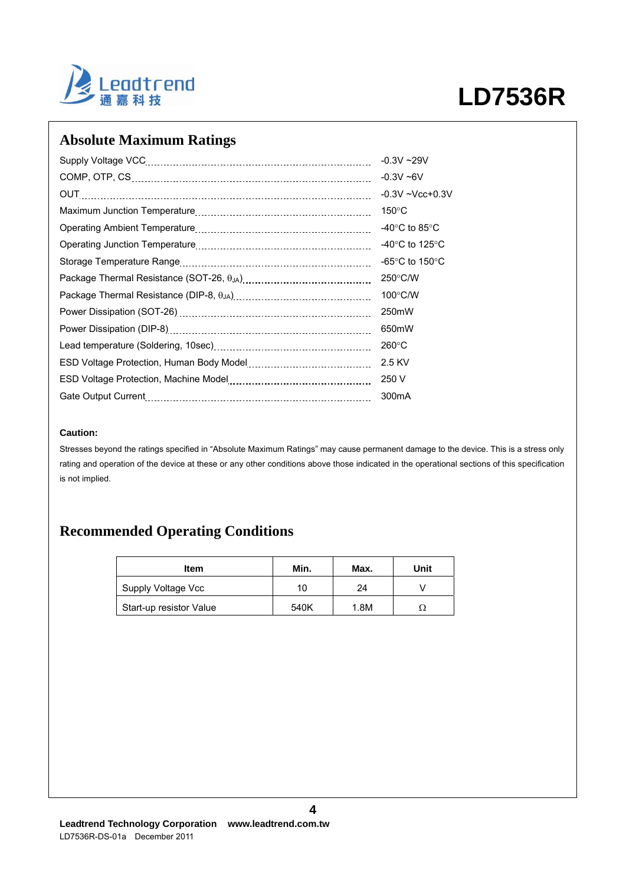## Absolute Maximum Ratings

| Parameter | Rating |
|---|---|
| Supply Voltage VCC | -0.3V ~29V |
| COMP, OTP, CS | -0.3V ~6V |
| OUT | -0.3V ~Vcc+0.3V |
| Maximum Junction Temperature | 150°C |
| Operating Ambient Temperature | -40°C to 85°C |
| Operating Junction Temperature | -40°C to 125°C |
| Storage Temperature Range | -65°C to 150°C |
| Package Thermal Resistance (SOT-26, $\theta_{JA}$) | 250°C/W |
| Package Thermal Resistance (DIP-8, $\theta_{JA}$) | 100°C/W |
| Power Dissipation (SOT-26) | 250mW |
| Power Dissipation (DIP-8) | 650mW |
| Lead temperature (Soldering, 10sec) | 260°C |
| ESD Voltage Protection, Human Body Model | 2.5 KV |
| ESD Voltage Protection, Machine Model | 250 V |
| Gate Output Current | 300mA |

**Caution:**

Stresses beyond the ratings specified in "Absolute Maximum Ratings" may cause permanent damage to the device. This is a stress only rating and operation of the device at these or any other conditions above those indicated in the operational sections of this specification is not implied.

## Recommended Operating Conditions

| Item | Min. | Max. | Unit |
|---|---|---|---|
| Supply Voltage Vcc | 10 | 24 | V |
| Start-up resistor Value | 540K | 1.8M | Ω |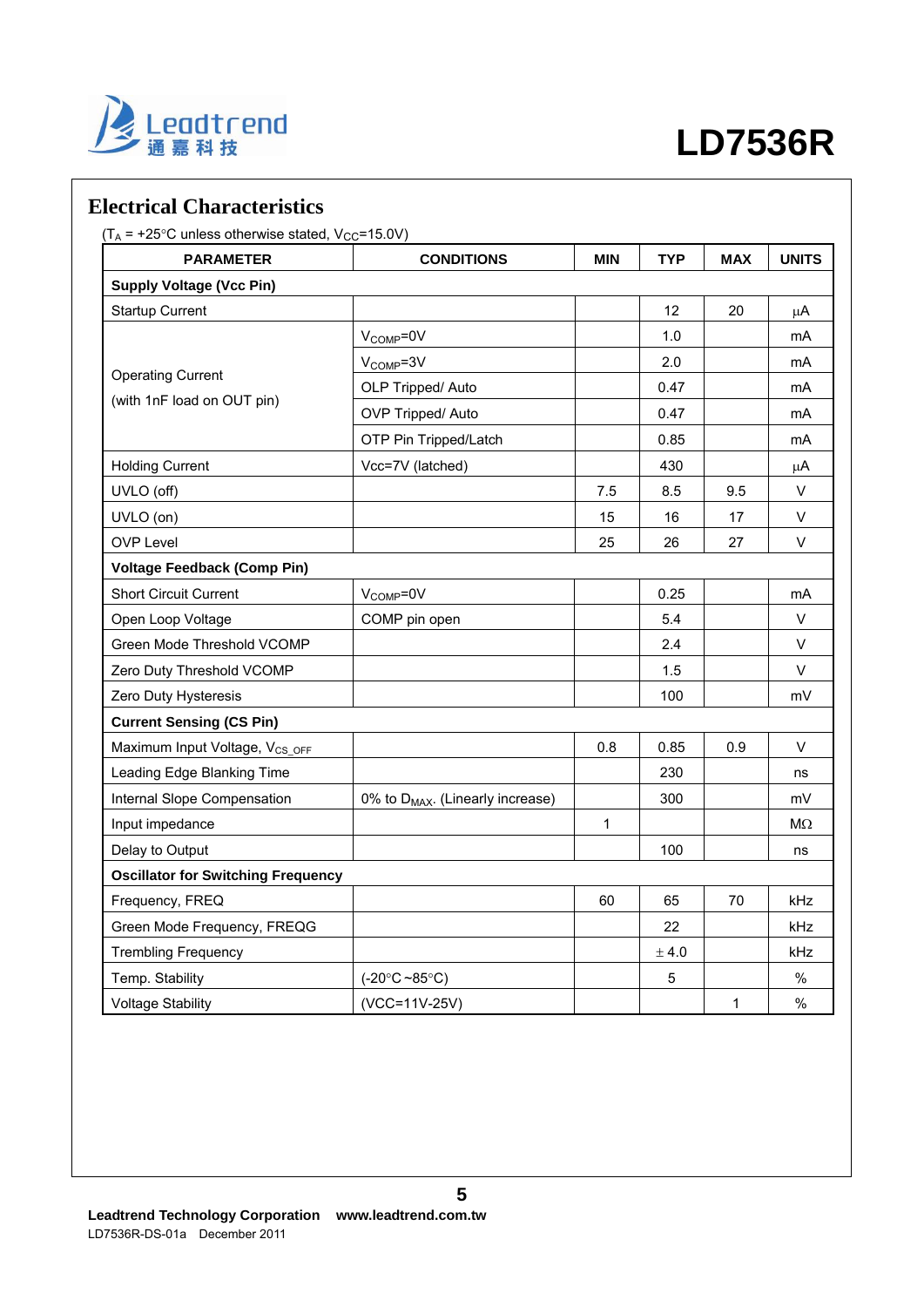## Electrical Characteristics

($T_A$ = +25°C unless otherwise stated, $V_{CC}$=15.0V)

| PARAMETER | CONDITIONS | MIN | TYP | MAX | UNITS |
|---|---|---|---|---|---|
| **Supply Voltage (Vcc Pin)** | | | | | |
| Startup Current | | | 12 | 20 | μA |
| Operating Current (with 1nF load on OUT pin) | $V_{COMP}$=0V | | 1.0 | | mA |
| | $V_{COMP}$=3V | | 2.0 | | mA |
| | OLP Tripped/ Auto | | 0.47 | | mA |
| | OVP Tripped/ Auto | | 0.47 | | mA |
| | OTP Pin Tripped/Latch | | 0.85 | | mA |
| Holding Current | Vcc=7V (latched) | | 430 | | μA |
| UVLO (off) | | 7.5 | 8.5 | 9.5 | V |
| UVLO (on) | | 15 | 16 | 17 | V |
| OVP Level | | 25 | 26 | 27 | V |
| **Voltage Feedback (Comp Pin)** | | | | | |
| Short Circuit Current | $V_{COMP}$=0V | | 0.25 | | mA |
| Open Loop Voltage | COMP pin open | | 5.4 | | V |
| Green Mode Threshold VCOMP | | | 2.4 | | V |
| Zero Duty Threshold VCOMP | | | 1.5 | | V |
| Zero Duty Hysteresis | | | 100 | | mV |
| **Current Sensing (CS Pin)** | | | | | |
| Maximum Input Voltage, $V_{CS\_OFF}$ | | 0.8 | 0.85 | 0.9 | V |
| Leading Edge Blanking Time | | | 230 | | ns |
| Internal Slope Compensation | 0% to $D_{MAX}$. (Linearly increase) | | 300 | | mV |
| Input impedance | | 1 | | | MΩ |
| Delay to Output | | | 100 | | ns |
| **Oscillator for Switching Frequency** | | | | | |
| Frequency, FREQ | | 60 | 65 | 70 | kHz |
| Green Mode Frequency, FREQG | | | 22 | | kHz |
| Trembling Frequency | | | ± 4.0 | | kHz |
| Temp. Stability | (-20°C ~85°C) | | 5 | | % |
| Voltage Stability | (VCC=11V-25V) | | | 1 | % |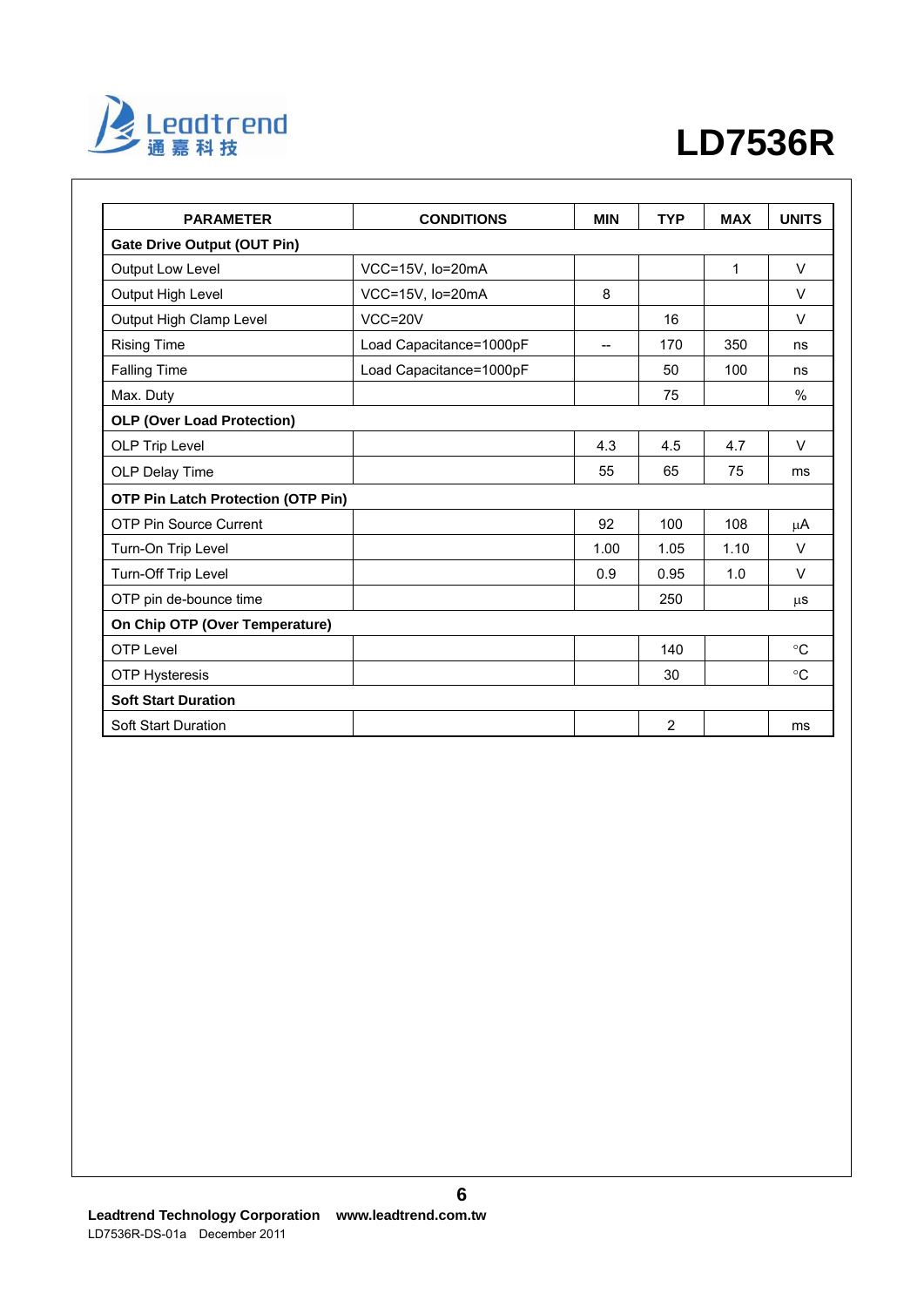| PARAMETER | CONDITIONS | MIN | TYP | MAX | UNITS |
|---|---|---|---|---|---|
| **Gate Drive Output (OUT Pin)** | | | | | |
| Output Low Level | VCC=15V, Io=20mA | | | 1 | V |
| Output High Level | VCC=15V, Io=20mA | 8 | | | V |
| Output High Clamp Level | VCC=20V | | 16 | | V |
| Rising Time | Load Capacitance=1000pF | -- | 170 | 350 | ns |
| Falling Time | Load Capacitance=1000pF | | 50 | 100 | ns |
| Max. Duty | | | 75 | | % |
| **OLP (Over Load Protection)** | | | | | |
| OLP Trip Level | | 4.3 | 4.5 | 4.7 | V |
| OLP Delay Time | | 55 | 65 | 75 | ms |
| **OTP Pin Latch Protection (OTP Pin)** | | | | | |
| OTP Pin Source Current | | 92 | 100 | 108 | μA |
| Turn-On Trip Level | | 1.00 | 1.05 | 1.10 | V |
| Turn-Off Trip Level | | 0.9 | 0.95 | 1.0 | V |
| OTP pin de-bounce time | | | 250 | | μs |
| **On Chip OTP (Over Temperature)** | | | | | |
| OTP Level | | | 140 | | °C |
| OTP Hysteresis | | | 30 | | °C |
| **Soft Start Duration** | | | | | |
| Soft Start Duration | | | 2 | | ms |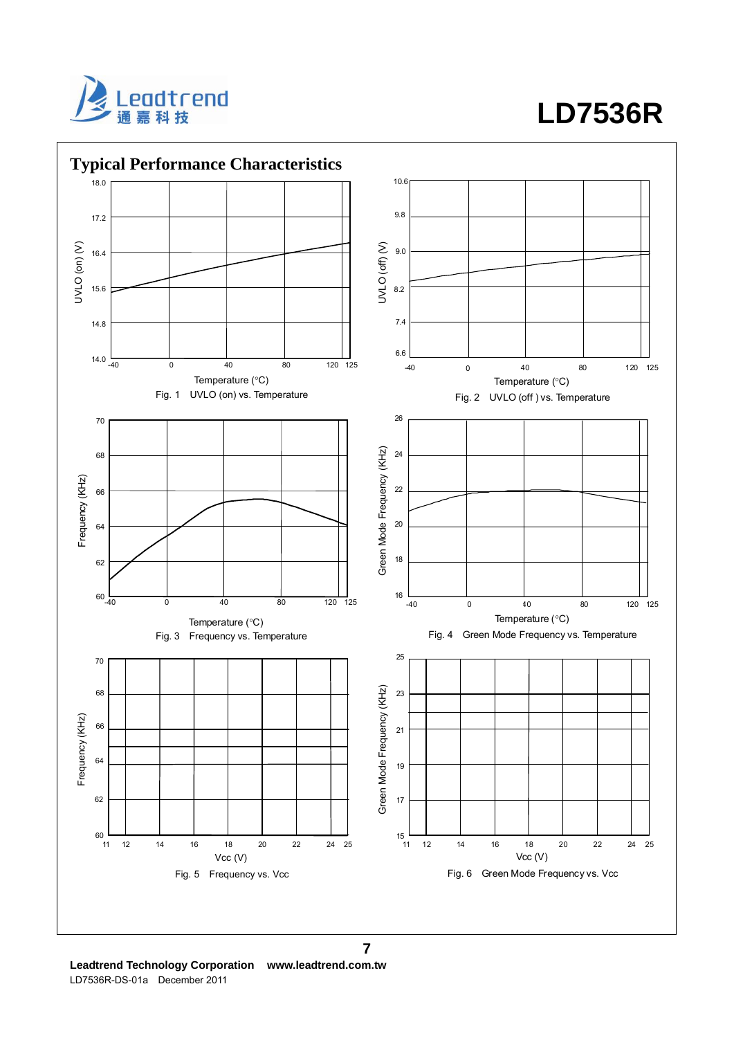## Typical Performance Characteristics

UVLO (on) (V)

18.0, 17.2, 16.4, 15.6, 14.8, 14.0

-40, 0, 40, 80, 120, 125

Temperature (°C)

Fig. 1 UVLO (on) vs. Temperature

UVLO (off) (V)

10.6, 9.8, 9.0, 8.2, 7.4, 6.6

-40, 0, 40, 80, 120, 125

Temperature (°C)

Fig. 2 UVLO (off ) vs. Temperature

Frequency (KHz)

70, 68, 66, 64, 62, 60

-40, 0, 40, 80, 120, 125

Temperature (°C)

Fig. 3 Frequency vs. Temperature

Green Mode Frequency (KHz)

26, 24, 22, 20, 18, 16

-40, 0, 40, 80, 120, 125

Temperature (°C)

Fig. 4 Green Mode Frequency vs. Temperature

Frequency (KHz)

70, 68, 66, 64, 62, 60

11, 12, 14, 16, 18, 20, 22, 24, 25

Vcc (V)

Fig. 5 Frequency vs. Vcc

Green Mode Frequency (KHz)

25, 23, 21, 19, 17, 15

11, 12, 14, 16, 18, 20, 22, 24, 25

Vcc (V)

Fig. 6 Green Mode Frequency vs. Vcc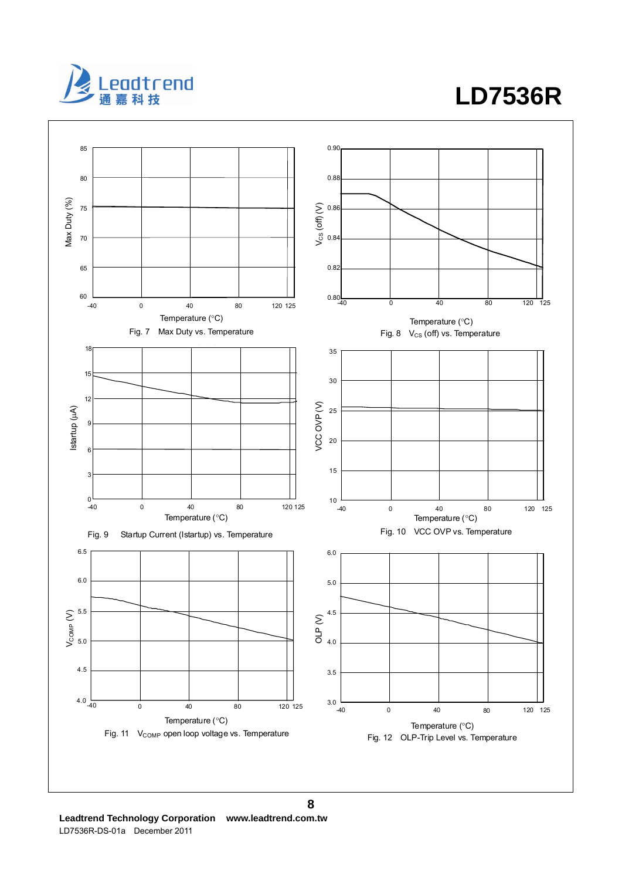Fig. 7 Max Duty vs. Temperature

Fig. 8 $V_{CS}$ (off) vs. Temperature

Fig. 9 Startup Current (Istartup) vs. Temperature

Fig. 10 VCC OVP vs. Temperature

Fig. 11 $V_{COMP}$ open loop voltage vs. Temperature

Fig. 12 OLP-Trip Level vs. Temperature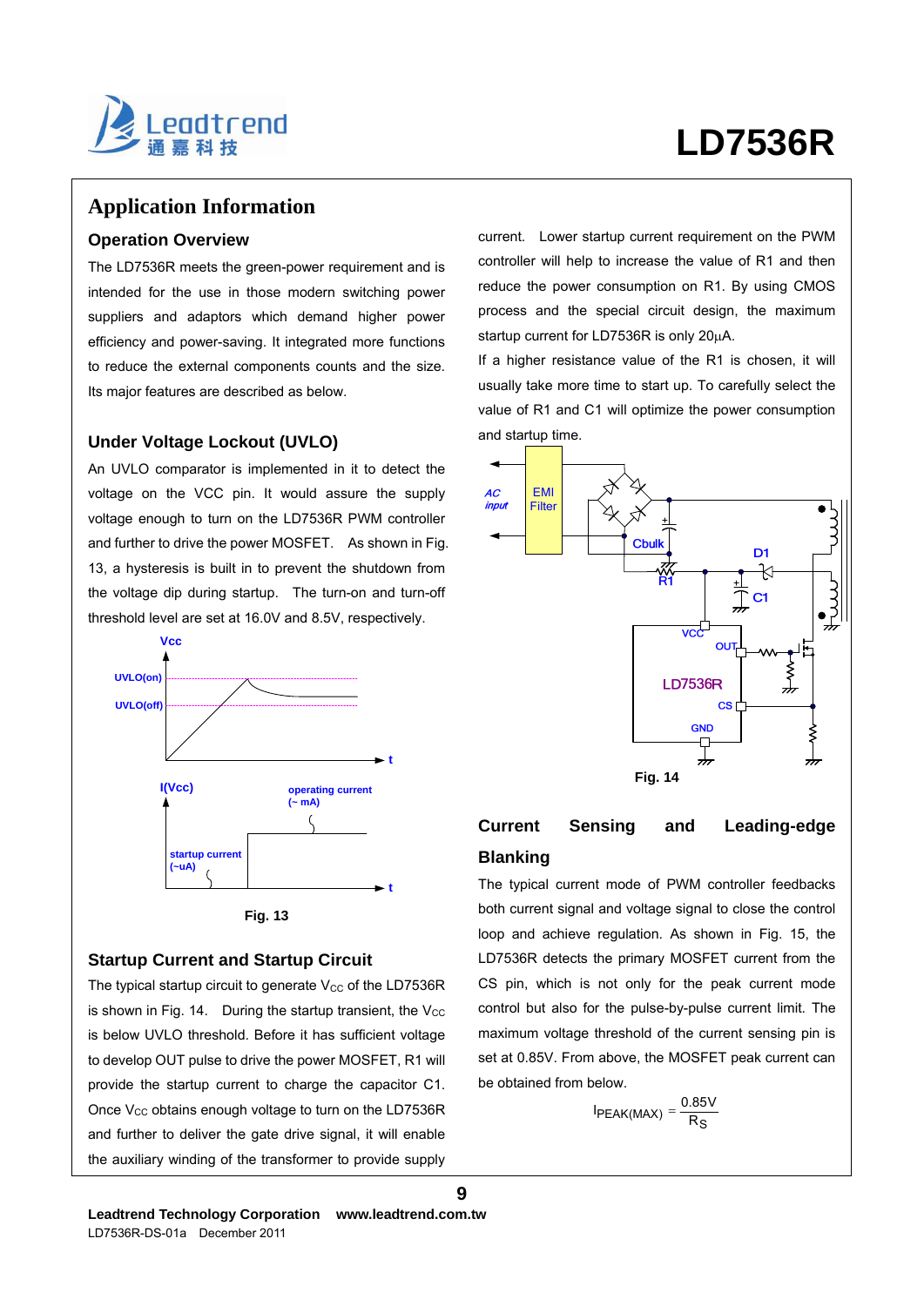## Application Information

### Operation Overview

The LD7536R meets the green-power requirement and is intended for the use in those modern switching power suppliers and adaptors which demand higher power efficiency and power-saving. It integrated more functions to reduce the external components counts and the size. Its major features are described as below.

### Under Voltage Lockout (UVLO)

An UVLO comparator is implemented in it to detect the voltage on the VCC pin. It would assure the supply voltage enough to turn on the LD7536R PWM controller and further to drive the power MOSFET. As shown in Fig. 13, a hysteresis is built in to prevent the shutdown from the voltage dip during startup. The turn-on and turn-off threshold level are set at 16.0V and 8.5V, respectively.

Fig. 13

### Startup Current and Startup Circuit

The typical startup circuit to generate $V_{CC}$ of the LD7536R is shown in Fig. 14. During the startup transient, the $V_{CC}$ is below UVLO threshold. Before it has sufficient voltage to develop OUT pulse to drive the power MOSFET, R1 will provide the startup current to charge the capacitor C1. Once $V_{CC}$ obtains enough voltage to turn on the LD7536R and further to deliver the gate drive signal, it will enable the auxiliary winding of the transformer to provide supply current. Lower startup current requirement on the PWM controller will help to increase the value of R1 and then reduce the power consumption on R1. By using CMOS process and the special circuit design, the maximum startup current for LD7536R is only 20μA.

If a higher resistance value of the R1 is chosen, it will usually take more time to start up. To carefully select the value of R1 and C1 will optimize the power consumption and startup time.

Fig. 14

### Current Sensing and Leading-edge Blanking

The typical current mode of PWM controller feedbacks both current signal and voltage signal to close the control loop and achieve regulation. As shown in Fig. 15, the LD7536R detects the primary MOSFET current from the CS pin, which is not only for the peak current mode control but also for the pulse-by-pulse current limit. The maximum voltage threshold of the current sensing pin is set at 0.85V. From above, the MOSFET peak current can be obtained from below.

$$I_{PEAK(MAX)} = \frac{0.85V}{R_S}$$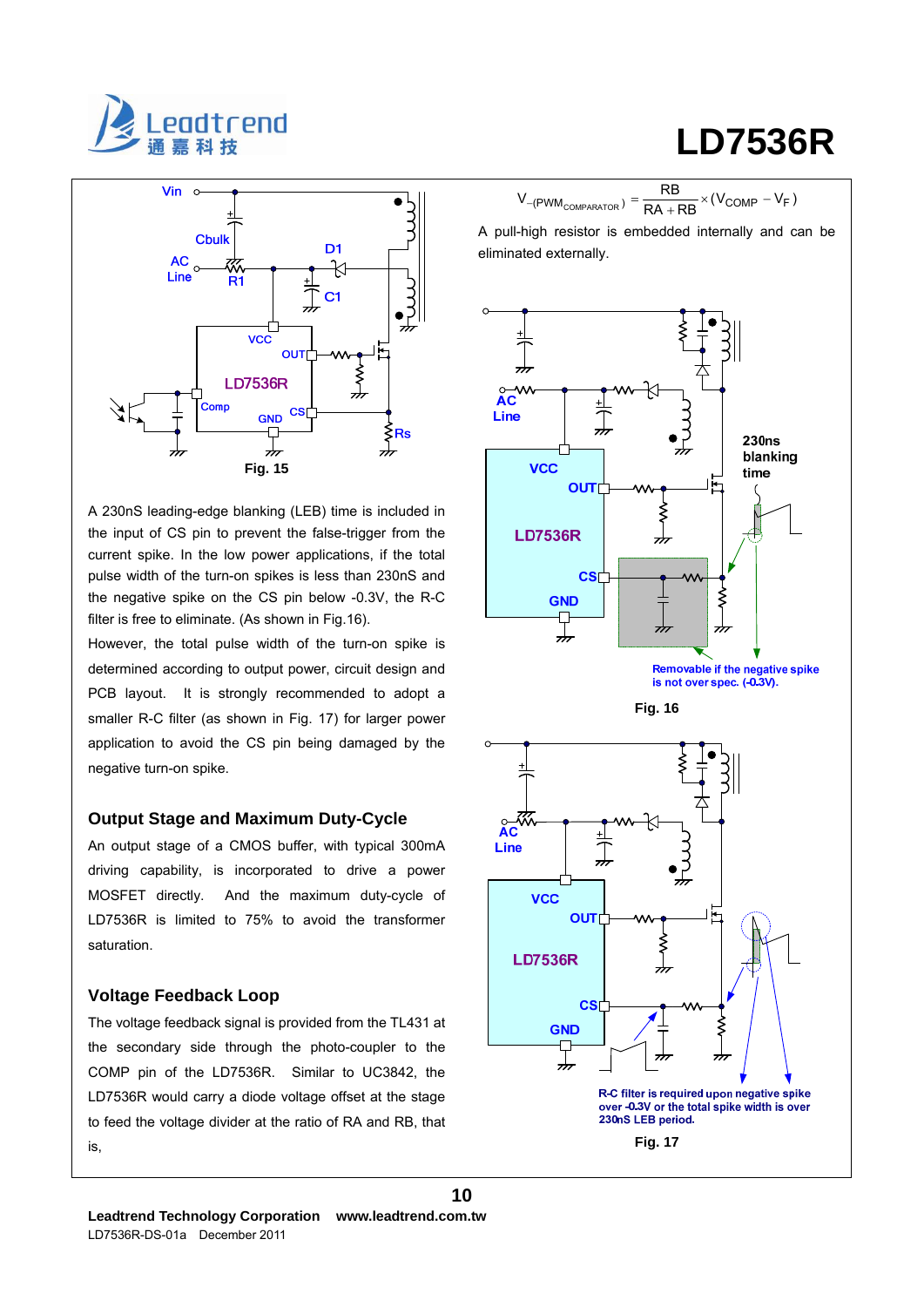Fig. 15

A 230nS leading-edge blanking (LEB) time is included in the input of CS pin to prevent the false-trigger from the current spike. In the low power applications, if the total pulse width of the turn-on spikes is less than 230nS and the negative spike on the CS pin below -0.3V, the R-C filter is free to eliminate. (As shown in Fig.16).

However, the total pulse width of the turn-on spike is determined according to output power, circuit design and PCB layout. It is strongly recommended to adopt a smaller R-C filter (as shown in Fig. 17) for larger power application to avoid the CS pin being damaged by the negative turn-on spike.

## Output Stage and Maximum Duty-Cycle

An output stage of a CMOS buffer, with typical 300mA driving capability, is incorporated to drive a power MOSFET directly. And the maximum duty-cycle of LD7536R is limited to 75% to avoid the transformer saturation.

## Voltage Feedback Loop

The voltage feedback signal is provided from the TL431 at the secondary side through the photo-coupler to the COMP pin of the LD7536R. Similar to UC3842, the LD7536R would carry a diode voltage offset at the stage to feed the voltage divider at the ratio of RA and RB, that is,

$$V_{-(PWM_{COMPARATOR})} = \frac{RB}{RA + RB} \times (V_{COMP} - V_F)$$

A pull-high resistor is embedded internally and can be eliminated externally.

Removable if the negative spike is not over spec. (-0.3V).

Fig. 16

R-C filter is required upon negative spike over -0.3V or the total spike width is over 230nS LEB period.

Fig. 17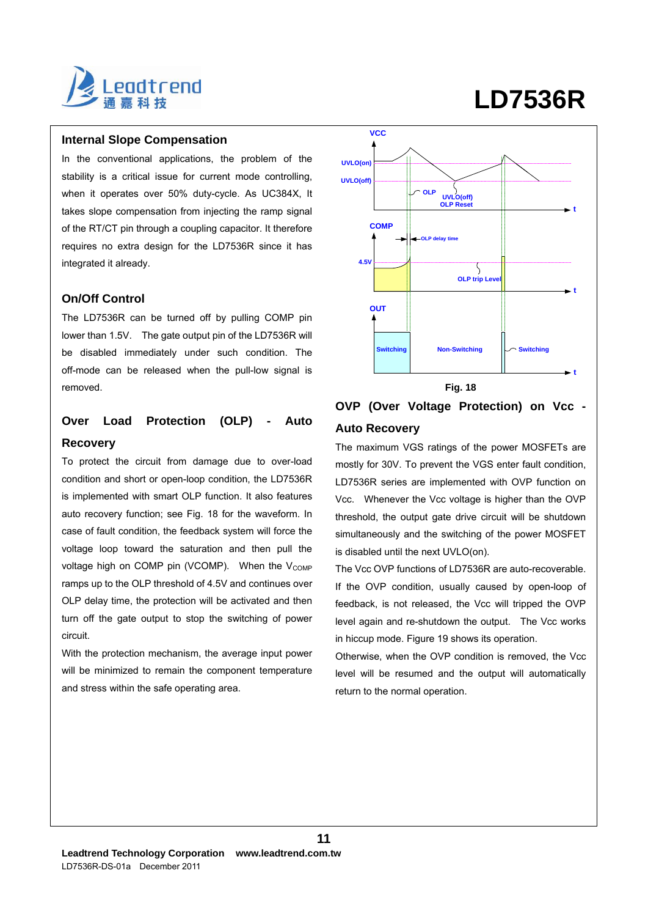## Internal Slope Compensation

In the conventional applications, the problem of the stability is a critical issue for current mode controlling, when it operates over 50% duty-cycle. As UC384X, It takes slope compensation from injecting the ramp signal of the RT/CT pin through a coupling capacitor. It therefore requires no extra design for the LD7536R since it has integrated it already.

## On/Off Control

The LD7536R can be turned off by pulling COMP pin lower than 1.5V. The gate output pin of the LD7536R will be disabled immediately under such condition. The off-mode can be released when the pull-low signal is removed.

## Over Load Protection (OLP) - Auto Recovery

To protect the circuit from damage due to over-load condition and short or open-loop condition, the LD7536R is implemented with smart OLP function. It also features auto recovery function; see Fig. 18 for the waveform. In case of fault condition, the feedback system will force the voltage loop toward the saturation and then pull the voltage high on COMP pin (VCOMP). When the $V_{COMP}$ ramps up to the OLP threshold of 4.5V and continues over OLP delay time, the protection will be activated and then turn off the gate output to stop the switching of power circuit.

With the protection mechanism, the average input power will be minimized to remain the component temperature and stress within the safe operating area.

Fig. 18

## OVP (Over Voltage Protection) on Vcc - Auto Recovery

The maximum VGS ratings of the power MOSFETs are mostly for 30V. To prevent the VGS enter fault condition, LD7536R series are implemented with OVP function on Vcc. Whenever the Vcc voltage is higher than the OVP threshold, the output gate drive circuit will be shutdown simultaneously and the switching of the power MOSFET is disabled until the next UVLO(on).

The Vcc OVP functions of LD7536R are auto-recoverable. If the OVP condition, usually caused by open-loop of feedback, is not released, the Vcc will tripped the OVP level again and re-shutdown the output. The Vcc works in hiccup mode. Figure 19 shows its operation.

Otherwise, when the OVP condition is removed, the Vcc level will be resumed and the output will automatically return to the normal operation.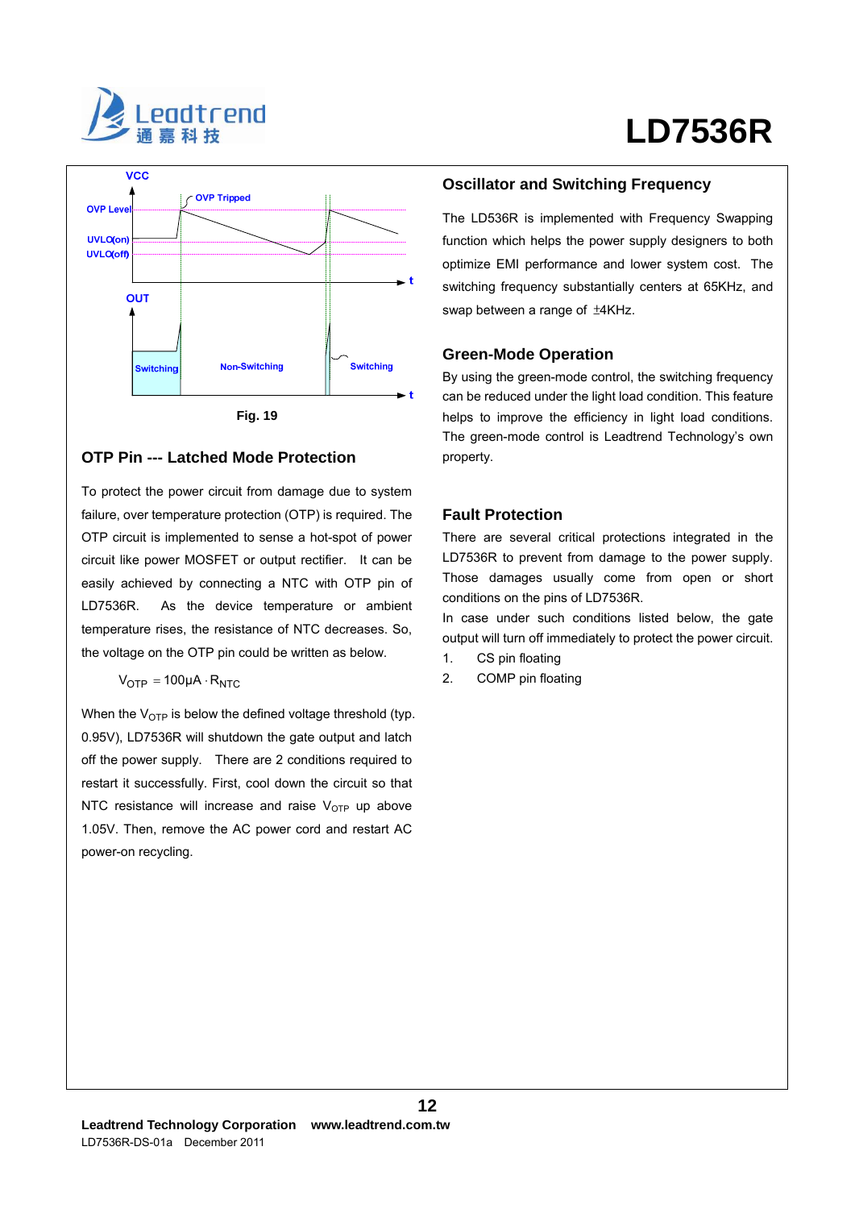Fig. 19

## OTP Pin --- Latched Mode Protection

To protect the power circuit from damage due to system failure, over temperature protection (OTP) is required. The OTP circuit is implemented to sense a hot-spot of power circuit like power MOSFET or output rectifier. It can be easily achieved by connecting a NTC with OTP pin of LD7536R. As the device temperature or ambient temperature rises, the resistance of NTC decreases. So, the voltage on the OTP pin could be written as below.

$$V_{OTP} = 100\mu A \cdot R_{NTC}$$

When the $V_{OTP}$ is below the defined voltage threshold (typ. 0.95V), LD7536R will shutdown the gate output and latch off the power supply. There are 2 conditions required to restart it successfully. First, cool down the circuit so that NTC resistance will increase and raise $V_{OTP}$ up above 1.05V. Then, remove the AC power cord and restart AC power-on recycling.

## Oscillator and Switching Frequency

The LD536R is implemented with Frequency Swapping function which helps the power supply designers to both optimize EMI performance and lower system cost. The switching frequency substantially centers at 65KHz, and swap between a range of ±4KHz.

## Green-Mode Operation

By using the green-mode control, the switching frequency can be reduced under the light load condition. This feature helps to improve the efficiency in light load conditions. The green-mode control is Leadtrend Technology's own property.

## Fault Protection

There are several critical protections integrated in the LD7536R to prevent from damage to the power supply. Those damages usually come from open or short conditions on the pins of LD7536R.

In case under such conditions listed below, the gate output will turn off immediately to protect the power circuit.

1. CS pin floating
2. COMP pin floating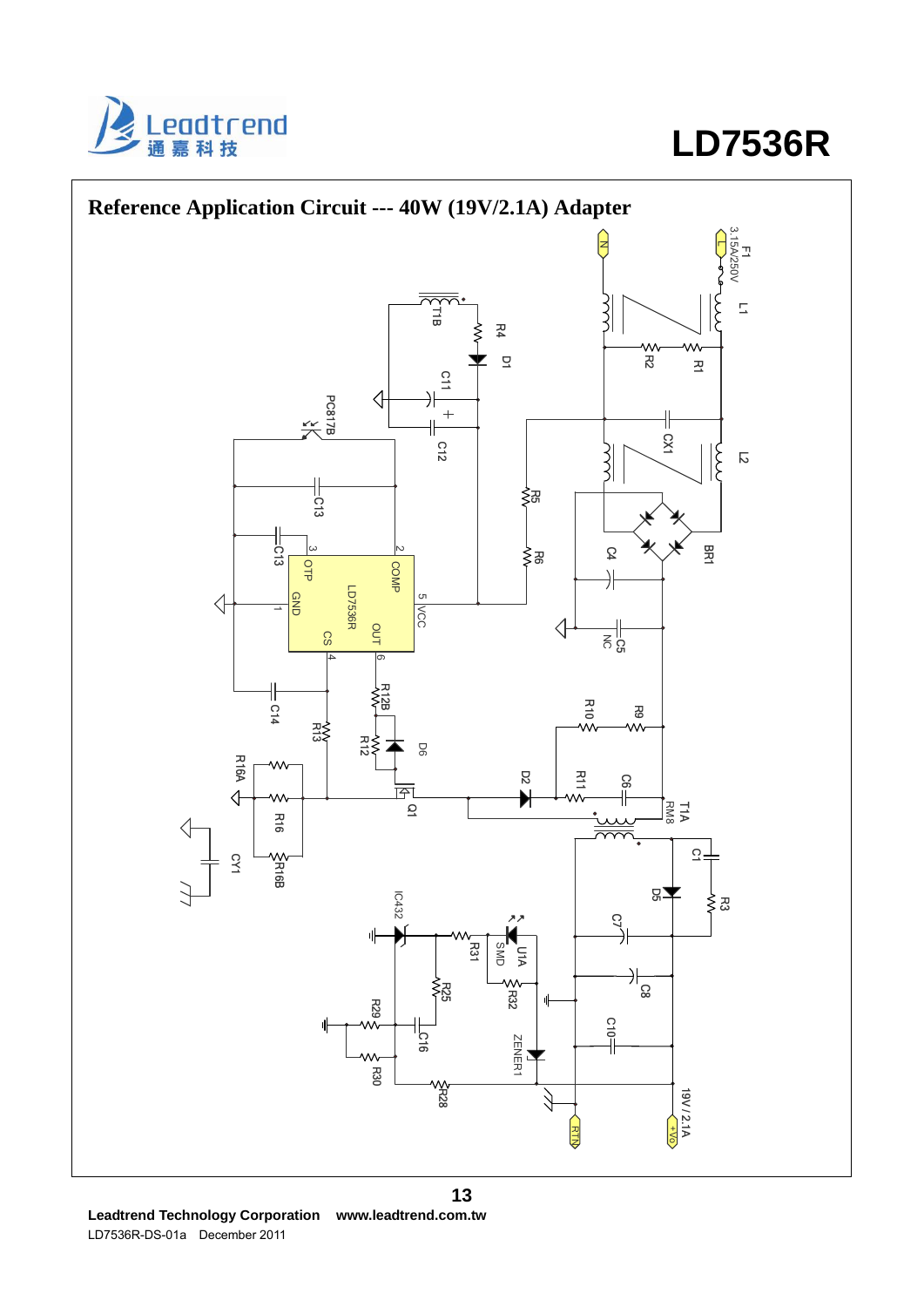## Reference Application Circuit --- 40W (19V/2.1A) Adapter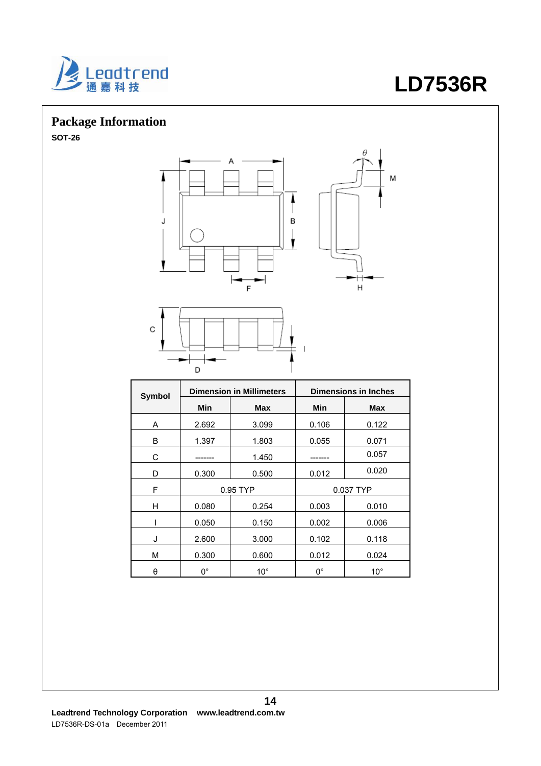## Package Information

**SOT-26**

| Symbol | Dimension in Millimeters | | Dimensions in Inches | |
|---|---|---|---|---|
| | Min | Max | Min | Max |
| A | 2.692 | 3.099 | 0.106 | 0.122 |
| B | 1.397 | 1.803 | 0.055 | 0.071 |
| C | ------- | 1.450 | ------- | 0.057 |
| D | 0.300 | 0.500 | 0.012 | 0.020 |
| F | 0.95 TYP | | 0.037 TYP | |
| H | 0.080 | 0.254 | 0.003 | 0.010 |
| I | 0.050 | 0.150 | 0.002 | 0.006 |
| J | 2.600 | 3.000 | 0.102 | 0.118 |
| M | 0.300 | 0.600 | 0.012 | 0.024 |
| θ | 0° | 10° | 0° | 10° |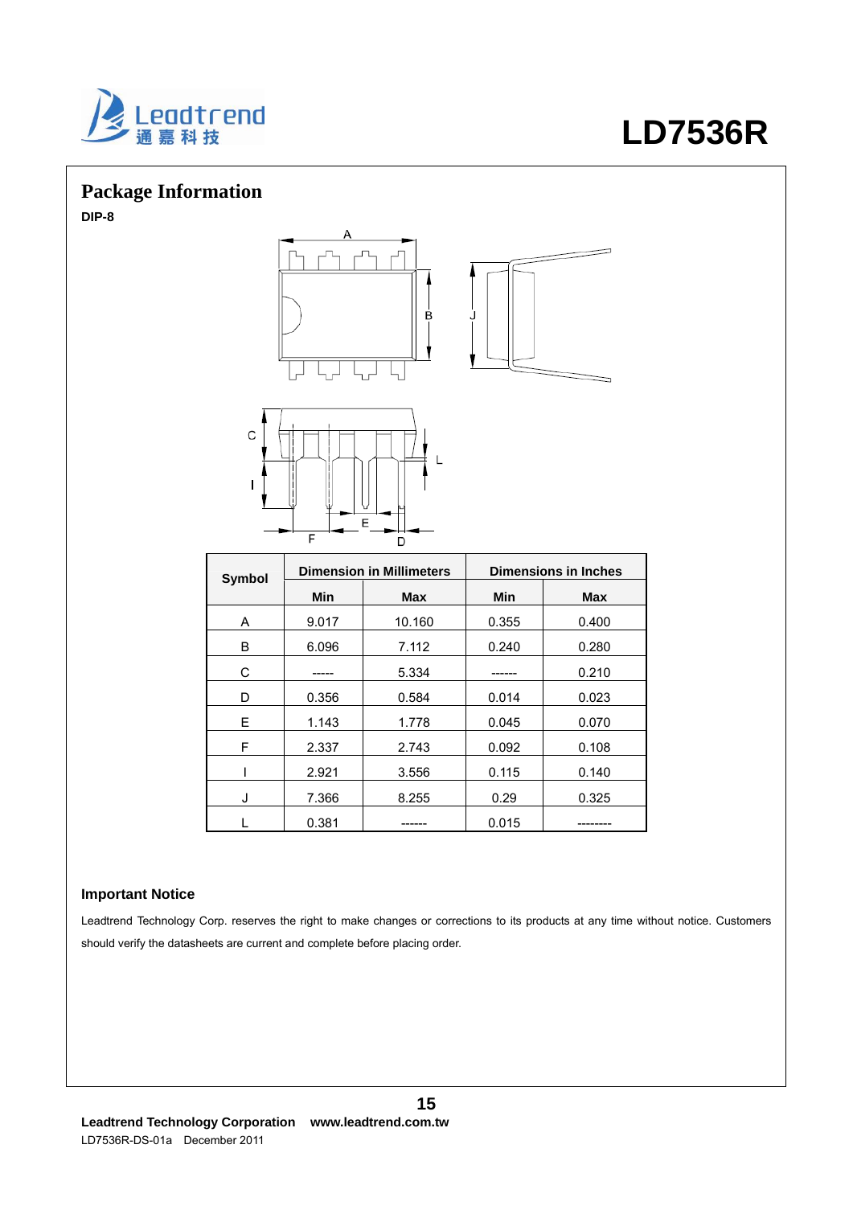## Package Information

**DIP-8**

| Symbol | Dimension in Millimeters | | Dimensions in Inches | |
|---|---|---|---|---|
| | Min | Max | Min | Max |
| A | 9.017 | 10.160 | 0.355 | 0.400 |
| B | 6.096 | 7.112 | 0.240 | 0.280 |
| C | ----- | 5.334 | ------ | 0.210 |
| D | 0.356 | 0.584 | 0.014 | 0.023 |
| E | 1.143 | 1.778 | 0.045 | 0.070 |
| F | 2.337 | 2.743 | 0.092 | 0.108 |
| I | 2.921 | 3.556 | 0.115 | 0.140 |
| J | 7.366 | 8.255 | 0.29 | 0.325 |
| L | 0.381 | ------ | 0.015 | -------- |

### Important Notice

Leadtrend Technology Corp. reserves the right to make changes or corrections to its products at any time without notice. Customers should verify the datasheets are current and complete before placing order.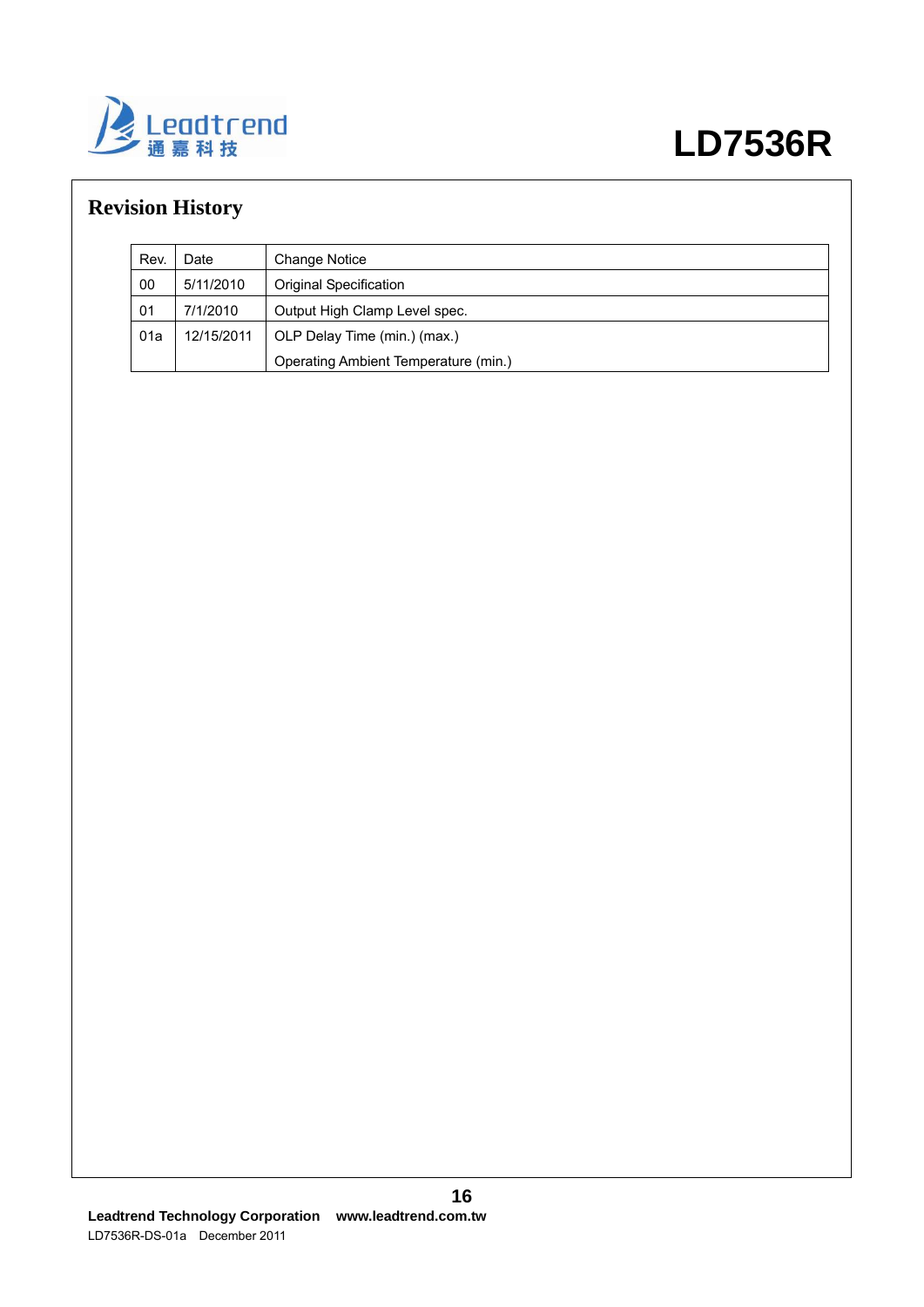## Revision History

| Rev. | Date | Change Notice |
|---|---|---|
| 00 | 5/11/2010 | Original Specification |
| 01 | 7/1/2010 | Output High Clamp Level spec. |
| 01a | 12/15/2011 | OLP Delay Time (min.) (max.)<br>Operating Ambient Temperature (min.) |